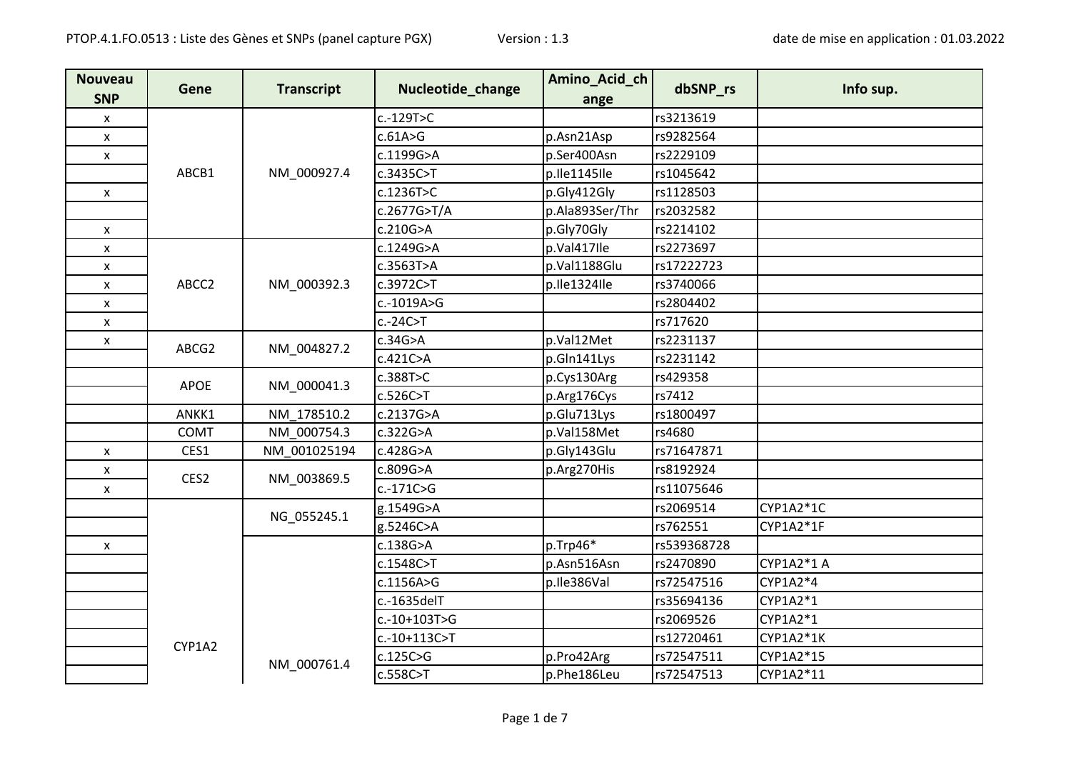| Nouveau SNP | Gene | Transcript | Nucleotide_change | Amino_Acid_change | dbSNP_rs | Info sup. |
|---|---|---|---|---|---|---|
| x | ABCB1 | NM_000927.4 | c.-129T>C | | rs3213619 | |
| x | | | c.61A>G | p.Asn21Asp | rs9282564 | |
| x | | | c.1199G>A | p.Ser400Asn | rs2229109 | |
| | | | c.3435C>T | p.Ile1145Ile | rs1045642 | |
| x | | | c.1236T>C | p.Gly412Gly | rs1128503 | |
| | | | c.2677G>T/A | p.Ala893Ser/Thr | rs2032582 | |
| x | | | c.210G>A | p.Gly70Gly | rs2214102 | |
| x | ABCC2 | NM_000392.3 | c.1249G>A | p.Val417Ile | rs2273697 | |
| x | | | c.3563T>A | p.Val1188Glu | rs17222723 | |
| x | | | c.3972C>T | p.Ile1324Ile | rs3740066 | |
| x | | | c.-1019A>G | | rs2804402 | |
| x | | | c.-24C>T | | rs717620 | |
| x | ABCG2 | NM_004827.2 | c.34G>A | p.Val12Met | rs2231137 | |
| | | | c.421C>A | p.Gln141Lys | rs2231142 | |
| | APOE | NM_000041.3 | c.388T>C | p.Cys130Arg | rs429358 | |
| | | | c.526C>T | p.Arg176Cys | rs7412 | |
| | ANKK1 | NM_178510.2 | c.2137G>A | p.Glu713Lys | rs1800497 | |
| | COMT | NM_000754.3 | c.322G>A | p.Val158Met | rs4680 | |
| x | CES1 | NM_001025194 | c.428G>A | p.Gly143Glu | rs71647871 | |
| x | CES2 | NM_003869.5 | c.809G>A | p.Arg270His | rs8192924 | |
| x | | | c.-171C>G | | rs11075646 | |
| | CYP1A2 | NG_055245.1 | g.1549G>A | | rs2069514 | CYP1A2*1C |
| | | | g.5246C>A | | rs762551 | CYP1A2*1F |
| x | | NM_000761.4 | c.138G>A | p.Trp46* | rs539368728 | |
| | | | c.1548C>T | p.Asn516Asn | rs2470890 | CYP1A2*1 A |
| | | | c.1156A>G | p.Ile386Val | rs72547516 | CYP1A2*4 |
| | | | c.-1635delT | | rs35694136 | CYP1A2*1 |
| | | | c.-10+103T>G | | rs2069526 | CYP1A2*1 |
| | | | c.-10+113C>T | | rs12720461 | CYP1A2*1K |
| | | | c.125C>G | p.Pro42Arg | rs72547511 | CYP1A2*15 |
| | | | c.558C>T | p.Phe186Leu | rs72547513 | CYP1A2*11 |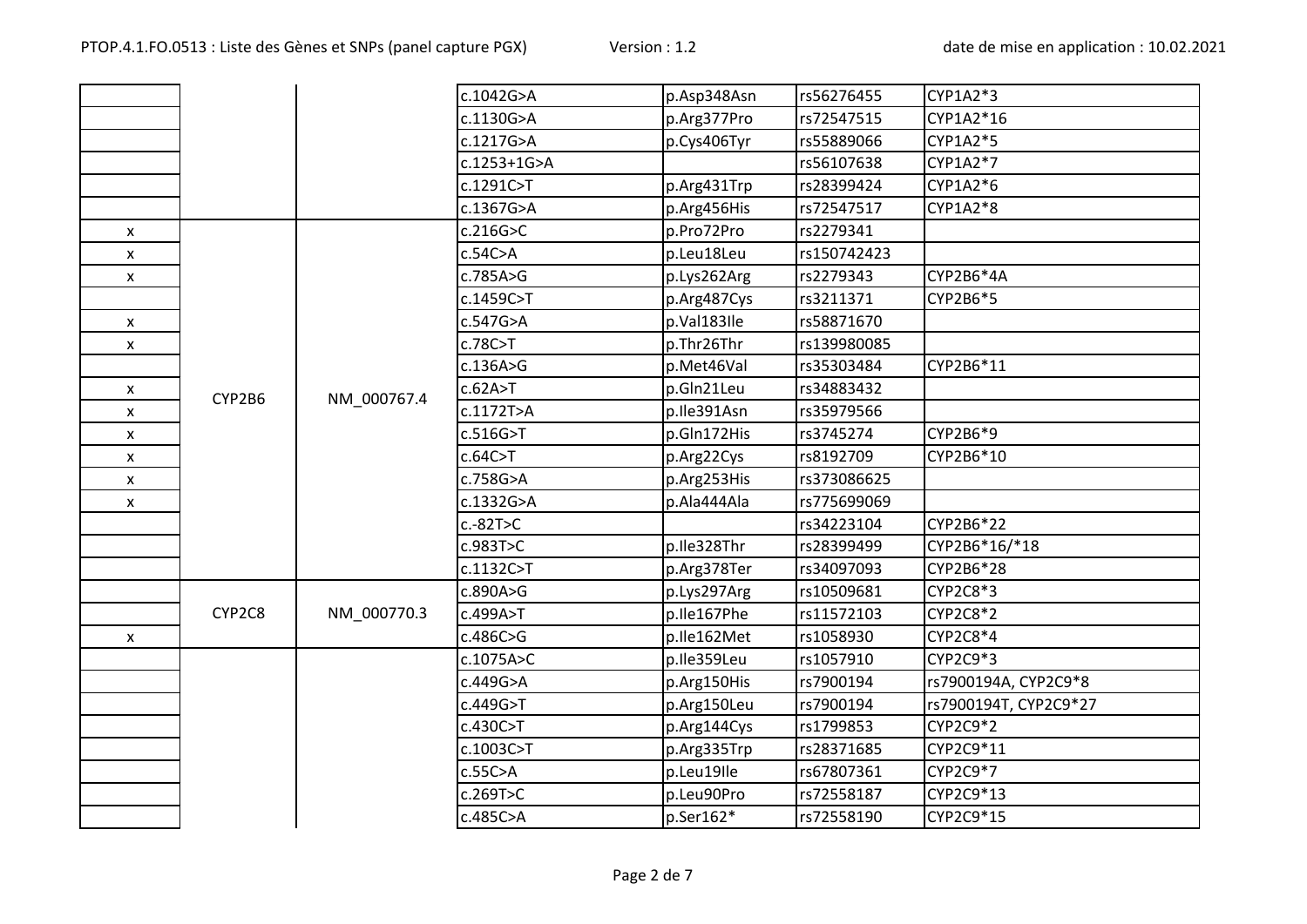| | | | | | | |
|---|---|---|---|---|---|---|
| | | | c.1042G>A | p.Asp348Asn | rs56276455 | CYP1A2*3 |
| | | | c.1130G>A | p.Arg377Pro | rs72547515 | CYP1A2*16 |
| | | | c.1217G>A | p.Cys406Tyr | rs55889066 | CYP1A2*5 |
| | | | c.1253+1G>A | | rs56107638 | CYP1A2*7 |
| | | | c.1291C>T | p.Arg431Trp | rs28399424 | CYP1A2*6 |
| | | | c.1367G>A | p.Arg456His | rs72547517 | CYP1A2*8 |
| x | CYP2B6 | NM_000767.4 | c.216G>C | p.Pro72Pro | rs2279341 | |
| x | | | c.54C>A | p.Leu18Leu | rs150742423 | |
| x | | | c.785A>G | p.Lys262Arg | rs2279343 | CYP2B6*4A |
| | | | c.1459C>T | p.Arg487Cys | rs3211371 | CYP2B6*5 |
| x | | | c.547G>A | p.Val183Ile | rs58871670 | |
| x | | | c.78C>T | p.Thr26Thr | rs139980085 | |
| | | | c.136A>G | p.Met46Val | rs35303484 | CYP2B6*11 |
| x | | | c.62A>T | p.Gln21Leu | rs34883432 | |
| x | | | c.1172T>A | p.Ile391Asn | rs35979566 | |
| x | | | c.516G>T | p.Gln172His | rs3745274 | CYP2B6*9 |
| x | | | c.64C>T | p.Arg22Cys | rs8192709 | CYP2B6*10 |
| x | | | c.758G>A | p.Arg253His | rs373086625 | |
| x | | | c.1332G>A | p.Ala444Ala | rs775699069 | |
| | | | c.-82T>C | | rs34223104 | CYP2B6*22 |
| | | | c.983T>C | p.Ile328Thr | rs28399499 | CYP2B6*16/*18 |
| | | | c.1132C>T | p.Arg378Ter | rs34097093 | CYP2B6*28 |
| | CYP2C8 | NM_000770.3 | c.890A>G | p.Lys297Arg | rs10509681 | CYP2C8*3 |
| | | | c.499A>T | p.Ile167Phe | rs11572103 | CYP2C8*2 |
| x | | | c.486C>G | p.Ile162Met | rs1058930 | CYP2C8*4 |
| | | | c.1075A>C | p.Ile359Leu | rs1057910 | CYP2C9*3 |
| | | | c.449G>A | p.Arg150His | rs7900194 | rs7900194A, CYP2C9*8 |
| | | | c.449G>T | p.Arg150Leu | rs7900194 | rs7900194T, CYP2C9*27 |
| | | | c.430C>T | p.Arg144Cys | rs1799853 | CYP2C9*2 |
| | | | c.1003C>T | p.Arg335Trp | rs28371685 | CYP2C9*11 |
| | | | c.55C>A | p.Leu19Ile | rs67807361 | CYP2C9*7 |
| | | | c.269T>C | p.Leu90Pro | rs72558187 | CYP2C9*13 |
| | | | c.485C>A | p.Ser162* | rs72558190 | CYP2C9*15 |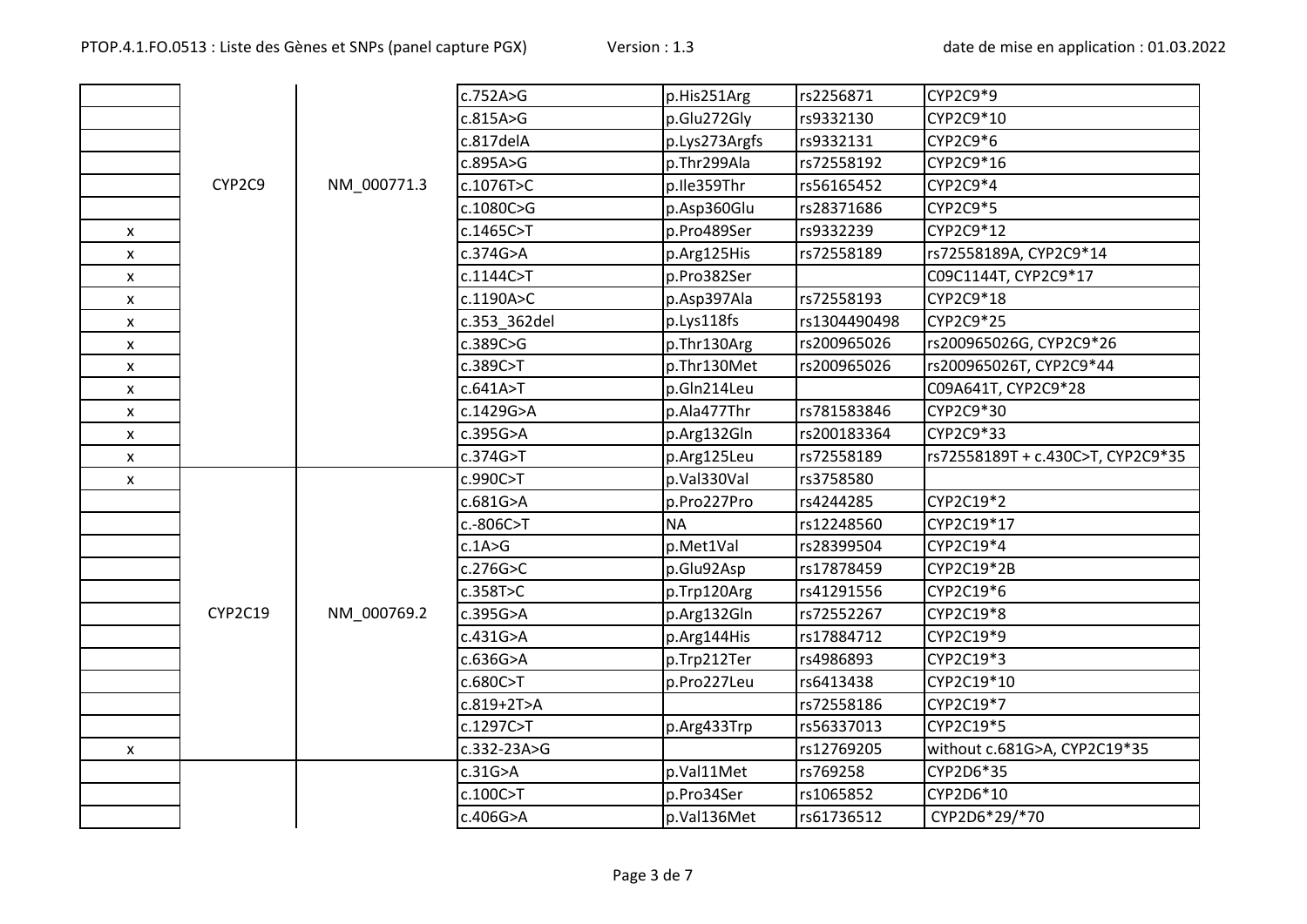| | | | | | | |
|---|---|---|---|---|---|---|
| | CYP2C9 | NM_000771.3 | c.752A>G | p.His251Arg | rs2256871 | CYP2C9*9 |
| | | | c.815A>G | p.Glu272Gly | rs9332130 | CYP2C9*10 |
| | | | c.817delA | p.Lys273Argfs | rs9332131 | CYP2C9*6 |
| | | | c.895A>G | p.Thr299Ala | rs72558192 | CYP2C9*16 |
| | | | c.1076T>C | p.Ile359Thr | rs56165452 | CYP2C9*4 |
| | | | c.1080C>G | p.Asp360Glu | rs28371686 | CYP2C9*5 |
| x | | | c.1465C>T | p.Pro489Ser | rs9332239 | CYP2C9*12 |
| x | | | c.374G>A | p.Arg125His | rs72558189 | rs72558189A, CYP2C9*14 |
| x | | | c.1144C>T | p.Pro382Ser | | C09C1144T, CYP2C9*17 |
| x | | | c.1190A>C | p.Asp397Ala | rs72558193 | CYP2C9*18 |
| x | | | c.353_362del | p.Lys118fs | rs1304490498 | CYP2C9*25 |
| x | | | c.389C>G | p.Thr130Arg | rs200965026 | rs200965026G, CYP2C9*26 |
| x | | | c.389C>T | p.Thr130Met | rs200965026 | rs200965026T, CYP2C9*44 |
| x | | | c.641A>T | p.Gln214Leu | | C09A641T, CYP2C9*28 |
| x | | | c.1429G>A | p.Ala477Thr | rs781583846 | CYP2C9*30 |
| x | | | c.395G>A | p.Arg132Gln | rs200183364 | CYP2C9*33 |
| x | | | c.374G>T | p.Arg125Leu | rs72558189 | rs72558189T + c.430C>T, CYP2C9*35 |
| x | CYP2C19 | NM_000769.2 | c.990C>T | p.Val330Val | rs3758580 | |
| | | | c.681G>A | p.Pro227Pro | rs4244285 | CYP2C19*2 |
| | | | c.-806C>T | NA | rs12248560 | CYP2C19*17 |
| | | | c.1A>G | p.Met1Val | rs28399504 | CYP2C19*4 |
| | | | c.276G>C | p.Glu92Asp | rs17878459 | CYP2C19*2B |
| | | | c.358T>C | p.Trp120Arg | rs41291556 | CYP2C19*6 |
| | | | c.395G>A | p.Arg132Gln | rs72552267 | CYP2C19*8 |
| | | | c.431G>A | p.Arg144His | rs17884712 | CYP2C19*9 |
| | | | c.636G>A | p.Trp212Ter | rs4986893 | CYP2C19*3 |
| | | | c.680C>T | p.Pro227Leu | rs6413438 | CYP2C19*10 |
| | | | c.819+2T>A | | rs72558186 | CYP2C19*7 |
| | | | c.1297C>T | p.Arg433Trp | rs56337013 | CYP2C19*5 |
| x | | | c.332-23A>G | | rs12769205 | without c.681G>A, CYP2C19*35 |
| | | | c.31G>A | p.Val11Met | rs769258 | CYP2D6*35 |
| | | | c.100C>T | p.Pro34Ser | rs1065852 | CYP2D6*10 |
| | | | c.406G>A | p.Val136Met | rs61736512 | CYP2D6*29/*70 |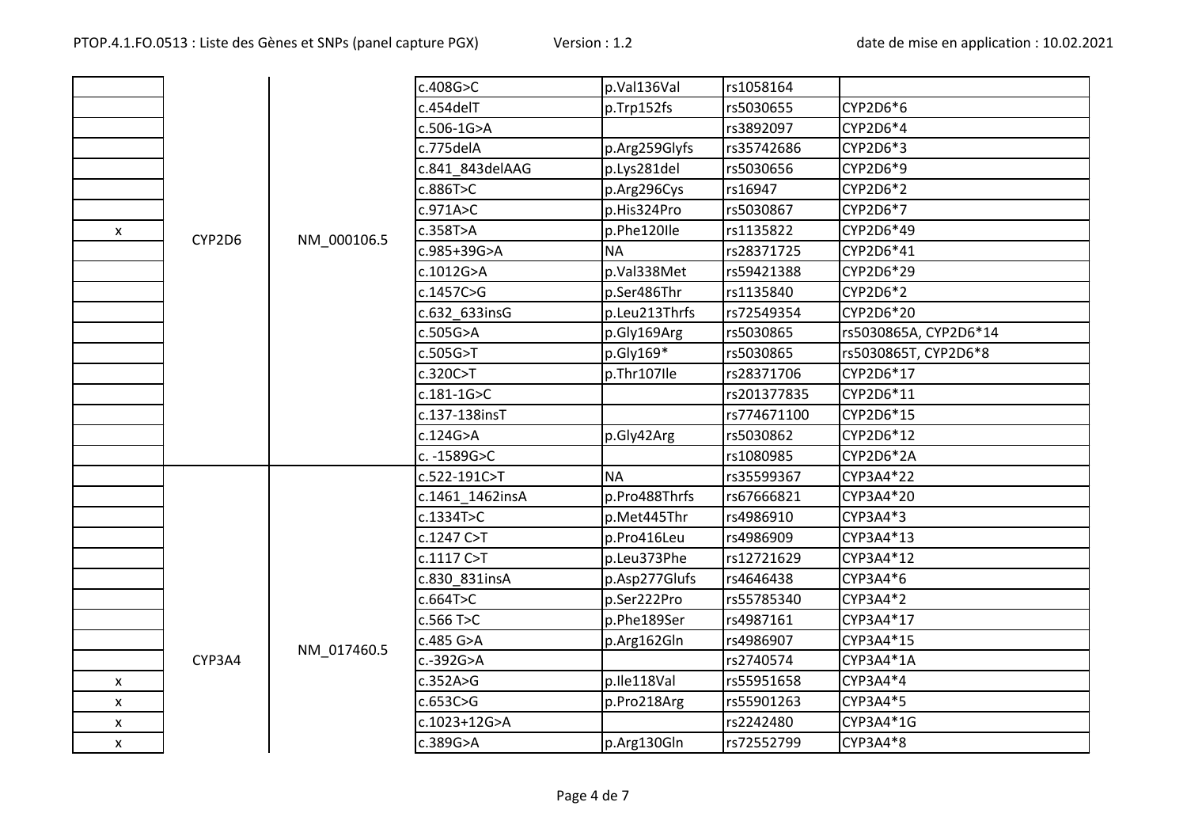| | | | | | | |
|---|---|---|---|---|---|---|
| | CYP2D6 | NM_000106.5 | c.408G>C | p.Val136Val | rs1058164 | |
| | | | c.454delT | p.Trp152fs | rs5030655 | CYP2D6*6 |
| | | | c.506-1G>A | | rs3892097 | CYP2D6*4 |
| | | | c.775delA | p.Arg259Glyfs | rs35742686 | CYP2D6*3 |
| | | | c.841_843delAAG | p.Lys281del | rs5030656 | CYP2D6*9 |
| | | | c.886T>C | p.Arg296Cys | rs16947 | CYP2D6*2 |
| | | | c.971A>C | p.His324Pro | rs5030867 | CYP2D6*7 |
| x | | | c.358T>A | p.Phe120Ile | rs1135822 | CYP2D6*49 |
| | | | c.985+39G>A | NA | rs28371725 | CYP2D6*41 |
| | | | c.1012G>A | p.Val338Met | rs59421388 | CYP2D6*29 |
| | | | c.1457C>G | p.Ser486Thr | rs1135840 | CYP2D6*2 |
| | | | c.632_633insG | p.Leu213Thrfs | rs72549354 | CYP2D6*20 |
| | | | c.505G>A | p.Gly169Arg | rs5030865 | rs5030865A, CYP2D6*14 |
| | | | c.505G>T | p.Gly169* | rs5030865 | rs5030865T, CYP2D6*8 |
| | | | c.320C>T | p.Thr107Ile | rs28371706 | CYP2D6*17 |
| | | | c.181-1G>C | | rs201377835 | CYP2D6*11 |
| | | | c.137-138insT | | rs774671100 | CYP2D6*15 |
| | | | c.124G>A | p.Gly42Arg | rs5030862 | CYP2D6*12 |
| | | | c. -1589G>C | | rs1080985 | CYP2D6*2A |
| | CYP3A4 | NM_017460.5 | c.522-191C>T | NA | rs35599367 | CYP3A4*22 |
| | | | c.1461_1462insA | p.Pro488Thrfs | rs67666821 | CYP3A4*20 |
| | | | c.1334T>C | p.Met445Thr | rs4986910 | CYP3A4*3 |
| | | | c.1247 C>T | p.Pro416Leu | rs4986909 | CYP3A4*13 |
| | | | c.1117 C>T | p.Leu373Phe | rs12721629 | CYP3A4*12 |
| | | | c.830_831insA | p.Asp277Glufs | rs4646438 | CYP3A4*6 |
| | | | c.664T>C | p.Ser222Pro | rs55785340 | CYP3A4*2 |
| | | | c.566 T>C | p.Phe189Ser | rs4987161 | CYP3A4*17 |
| | | | c.485 G>A | p.Arg162Gln | rs4986907 | CYP3A4*15 |
| | | | c.-392G>A | | rs2740574 | CYP3A4*1A |
| x | | | c.352A>G | p.Ile118Val | rs55951658 | CYP3A4*4 |
| x | | | c.653C>G | p.Pro218Arg | rs55901263 | CYP3A4*5 |
| x | | | c.1023+12G>A | | rs2242480 | CYP3A4*1G |
| x | | | c.389G>A | p.Arg130Gln | rs72552799 | CYP3A4*8 |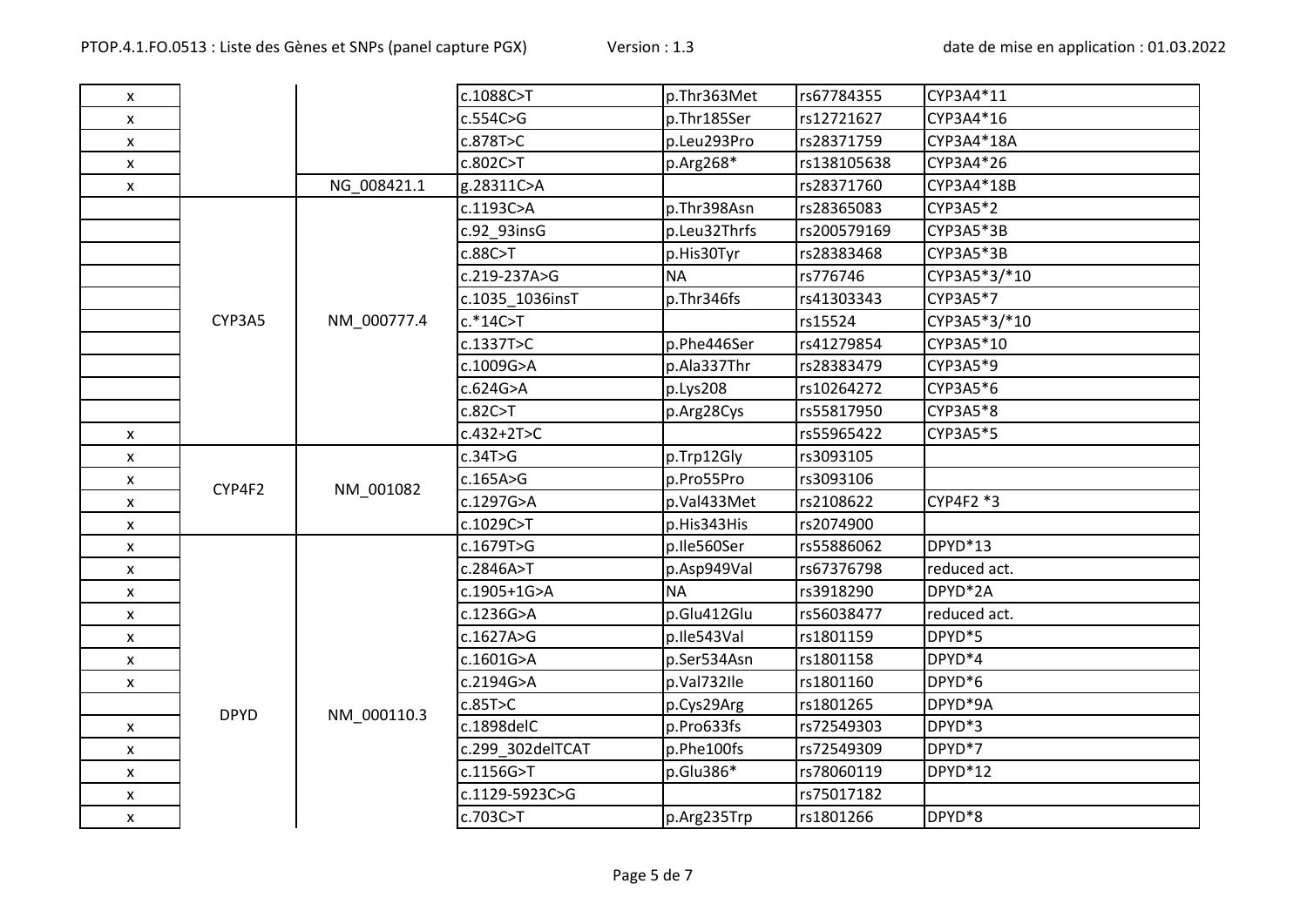| | | | | | | |
|---|---|---|---|---|---|---|
| x | | | c.1088C>T | p.Thr363Met | rs67784355 | CYP3A4*11 |
| x | | | c.554C>G | p.Thr185Ser | rs12721627 | CYP3A4*16 |
| x | | | c.878T>C | p.Leu293Pro | rs28371759 | CYP3A4*18A |
| x | | | c.802C>T | p.Arg268* | rs138105638 | CYP3A4*26 |
| x | | NG_008421.1 | g.28311C>A | | rs28371760 | CYP3A4*18B |
| | CYP3A5 | NM_000777.4 | c.1193C>A | p.Thr398Asn | rs28365083 | CYP3A5*2 |
| | | | c.92_93insG | p.Leu32Thrfs | rs200579169 | CYP3A5*3B |
| | | | c.88C>T | p.His30Tyr | rs28383468 | CYP3A5*3B |
| | | | c.219-237A>G | NA | rs776746 | CYP3A5*3/*10 |
| | | | c.1035_1036insT | p.Thr346fs | rs41303343 | CYP3A5*7 |
| | | | c.*14C>T | | rs15524 | CYP3A5*3/*10 |
| | | | c.1337T>C | p.Phe446Ser | rs41279854 | CYP3A5*10 |
| | | | c.1009G>A | p.Ala337Thr | rs28383479 | CYP3A5*9 |
| | | | c.624G>A | p.Lys208 | rs10264272 | CYP3A5*6 |
| | | | c.82C>T | p.Arg28Cys | rs55817950 | CYP3A5*8 |
| x | | | c.432+2T>C | | rs55965422 | CYP3A5*5 |
| x | CYP4F2 | NM_001082 | c.34T>G | p.Trp12Gly | rs3093105 | |
| x | | | c.165A>G | p.Pro55Pro | rs3093106 | |
| x | | | c.1297G>A | p.Val433Met | rs2108622 | CYP4F2 *3 |
| x | | | c.1029C>T | p.His343His | rs2074900 | |
| x | DPYD | NM_000110.3 | c.1679T>G | p.Ile560Ser | rs55886062 | DPYD*13 |
| x | | | c.2846A>T | p.Asp949Val | rs67376798 | reduced act. |
| x | | | c.1905+1G>A | NA | rs3918290 | DPYD*2A |
| x | | | c.1236G>A | p.Glu412Glu | rs56038477 | reduced act. |
| x | | | c.1627A>G | p.Ile543Val | rs1801159 | DPYD*5 |
| x | | | c.1601G>A | p.Ser534Asn | rs1801158 | DPYD*4 |
| x | | | c.2194G>A | p.Val732Ile | rs1801160 | DPYD*6 |
| | | | c.85T>C | p.Cys29Arg | rs1801265 | DPYD*9A |
| x | | | c.1898delC | p.Pro633fs | rs72549303 | DPYD*3 |
| x | | | c.299_302delTCAT | p.Phe100fs | rs72549309 | DPYD*7 |
| x | | | c.1156G>T | p.Glu386* | rs78060119 | DPYD*12 |
| x | | | c.1129-5923C>G | | rs75017182 | |
| x | | | c.703C>T | p.Arg235Trp | rs1801266 | DPYD*8 |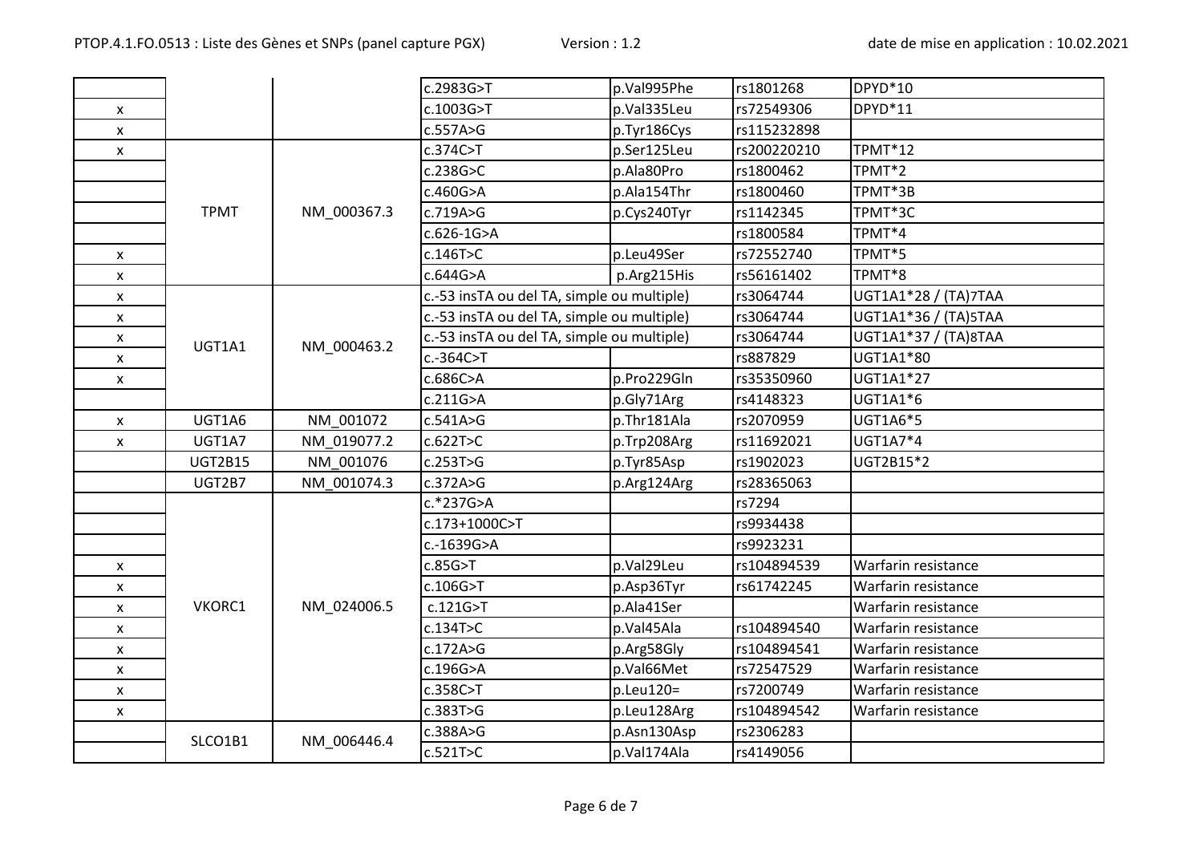| | | | | | | |
|---|---|---|---|---|---|---|
| | | | c.2983G>T | p.Val995Phe | rs1801268 | DPYD*10 |
| x | | | c.1003G>T | p.Val335Leu | rs72549306 | DPYD*11 |
| x | | | c.557A>G | p.Tyr186Cys | rs115232898 | |
| x | TPMT | NM_000367.3 | c.374C>T | p.Ser125Leu | rs200220210 | TPMT*12 |
| | | | c.238G>C | p.Ala80Pro | rs1800462 | TPMT*2 |
| | | | c.460G>A | p.Ala154Thr | rs1800460 | TPMT*3B |
| | | | c.719A>G | p.Cys240Tyr | rs1142345 | TPMT*3C |
| | | | c.626-1G>A | | rs1800584 | TPMT*4 |
| x | | | c.146T>C | p.Leu49Ser | rs72552740 | TPMT*5 |
| x | | | c.644G>A | p.Arg215His | rs56161402 | TPMT*8 |
| x | UGT1A1 | NM_000463.2 | c.-53 insTA ou del TA, simple ou multiple) | | rs3064744 | UGT1A1*28 / (TA)7TAA |
| x | | | c.-53 insTA ou del TA, simple ou multiple) | | rs3064744 | UGT1A1*36 / (TA)5TAA |
| x | | | c.-53 insTA ou del TA, simple ou multiple) | | rs3064744 | UGT1A1*37 / (TA)8TAA |
| x | | | c.-364C>T | | rs887829 | UGT1A1*80 |
| x | | | c.686C>A | p.Pro229Gln | rs35350960 | UGT1A1*27 |
| | | | c.211G>A | p.Gly71Arg | rs4148323 | UGT1A1*6 |
| x | UGT1A6 | NM_001072 | c.541A>G | p.Thr181Ala | rs2070959 | UGT1A6*5 |
| x | UGT1A7 | NM_019077.2 | c.622T>C | p.Trp208Arg | rs11692021 | UGT1A7*4 |
| | UGT2B15 | NM_001076 | c.253T>G | p.Tyr85Asp | rs1902023 | UGT2B15*2 |
| | UGT2B7 | NM_001074.3 | c.372A>G | p.Arg124Arg | rs28365063 | |
| | VKORC1 | NM_024006.5 | c.*237G>A | | rs7294 | |
| | | | c.173+1000C>T | | rs9934438 | |
| | | | c.-1639G>A | | rs9923231 | |
| x | | | c.85G>T | p.Val29Leu | rs104894539 | Warfarin resistance |
| x | | | c.106G>T | p.Asp36Tyr | rs61742245 | Warfarin resistance |
| x | | | c.121G>T | p.Ala41Ser | | Warfarin resistance |
| x | | | c.134T>C | p.Val45Ala | rs104894540 | Warfarin resistance |
| x | | | c.172A>G | p.Arg58Gly | rs104894541 | Warfarin resistance |
| x | | | c.196G>A | p.Val66Met | rs72547529 | Warfarin resistance |
| x | | | c.358C>T | p.Leu120= | rs7200749 | Warfarin resistance |
| x | | | c.383T>G | p.Leu128Arg | rs104894542 | Warfarin resistance |
| | SLCO1B1 | NM_006446.4 | c.388A>G | p.Asn130Asp | rs2306283 | |
| | | | c.521T>C | p.Val174Ala | rs4149056 | |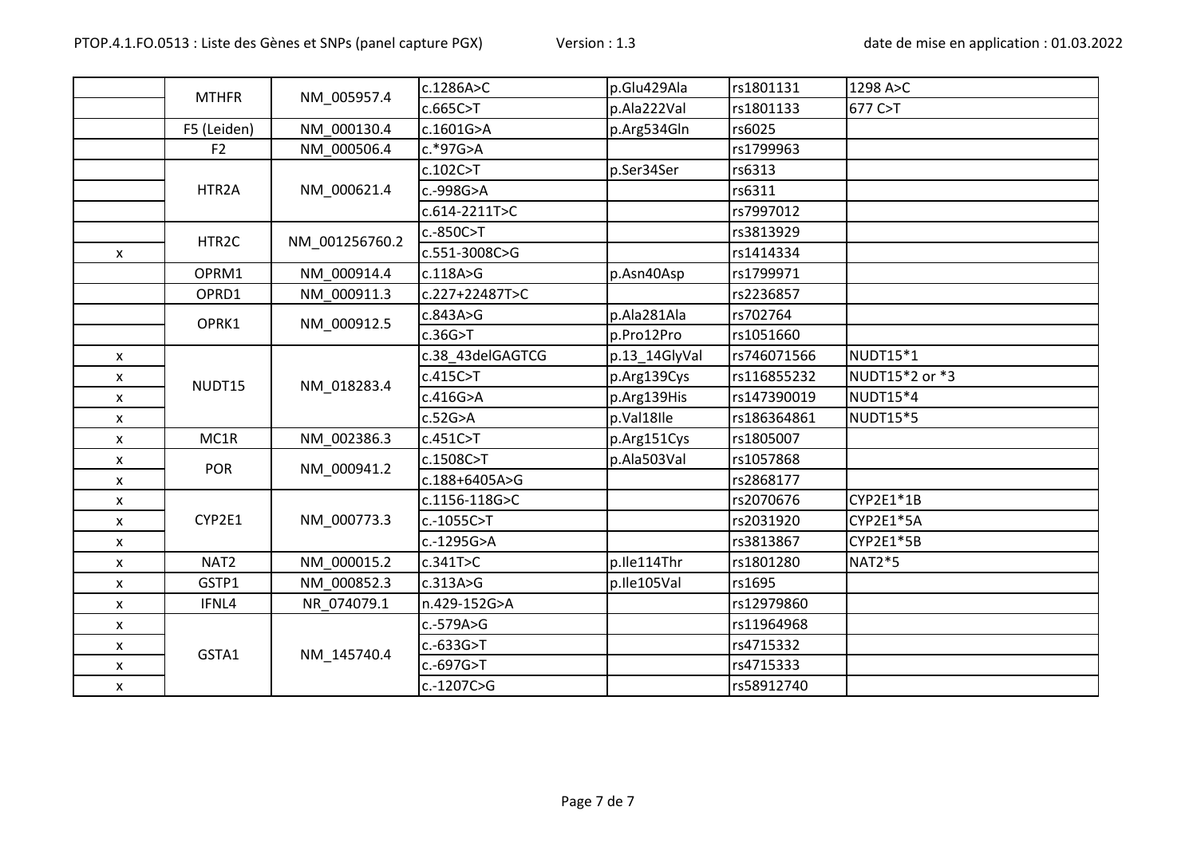| | | | | | | |
|---|---|---|---|---|---|---|
| | MTHFR | NM_005957.4 | c.1286A>C | p.Glu429Ala | rs1801131 | 1298 A>C |
| | | | c.665C>T | p.Ala222Val | rs1801133 | 677 C>T |
| | F5 (Leiden) | NM_000130.4 | c.1601G>A | p.Arg534Gln | rs6025 | |
| | F2 | NM_000506.4 | c.*97G>A | | rs1799963 | |
| | HTR2A | NM_000621.4 | c.102C>T | p.Ser34Ser | rs6313 | |
| | | | c.-998G>A | | rs6311 | |
| | | | c.614-2211T>C | | rs7997012 | |
| | HTR2C | NM_001256760.2 | c.-850C>T | | rs3813929 | |
| x | | | c.551-3008C>G | | rs1414334 | |
| | OPRM1 | NM_000914.4 | c.118A>G | p.Asn40Asp | rs1799971 | |
| | OPRD1 | NM_000911.3 | c.227+22487T>C | | rs2236857 | |
| | OPRK1 | NM_000912.5 | c.843A>G | p.Ala281Ala | rs702764 | |
| | | | c.36G>T | p.Pro12Pro | rs1051660 | |
| x | NUDT15 | NM_018283.4 | c.38_43delGAGTCG | p.13_14GlyVal | rs746071566 | NUDT15*1 |
| x | | | c.415C>T | p.Arg139Cys | rs116855232 | NUDT15*2 or *3 |
| x | | | c.416G>A | p.Arg139His | rs147390019 | NUDT15*4 |
| x | | | c.52G>A | p.Val18Ile | rs186364861 | NUDT15*5 |
| x | MC1R | NM_002386.3 | c.451C>T | p.Arg151Cys | rs1805007 | |
| x | POR | NM_000941.2 | c.1508C>T | p.Ala503Val | rs1057868 | |
| x | | | c.188+6405A>G | | rs2868177 | |
| x | CYP2E1 | NM_000773.3 | c.1156-118G>C | | rs2070676 | CYP2E1*1B |
| x | | | c.-1055C>T | | rs2031920 | CYP2E1*5A |
| x | | | c.-1295G>A | | rs3813867 | CYP2E1*5B |
| x | NAT2 | NM_000015.2 | c.341T>C | p.Ile114Thr | rs1801280 | NAT2*5 |
| x | GSTP1 | NM_000852.3 | c.313A>G | p.Ile105Val | rs1695 | |
| x | IFNL4 | NR_074079.1 | n.429-152G>A | | rs12979860 | |
| x | GSTA1 | NM_145740.4 | c.-579A>G | | rs11964968 | |
| x | | | c.-633G>T | | rs4715332 | |
| x | | | c.-697G>T | | rs4715333 | |
| x | | | c.-1207C>G | | rs58912740 | |